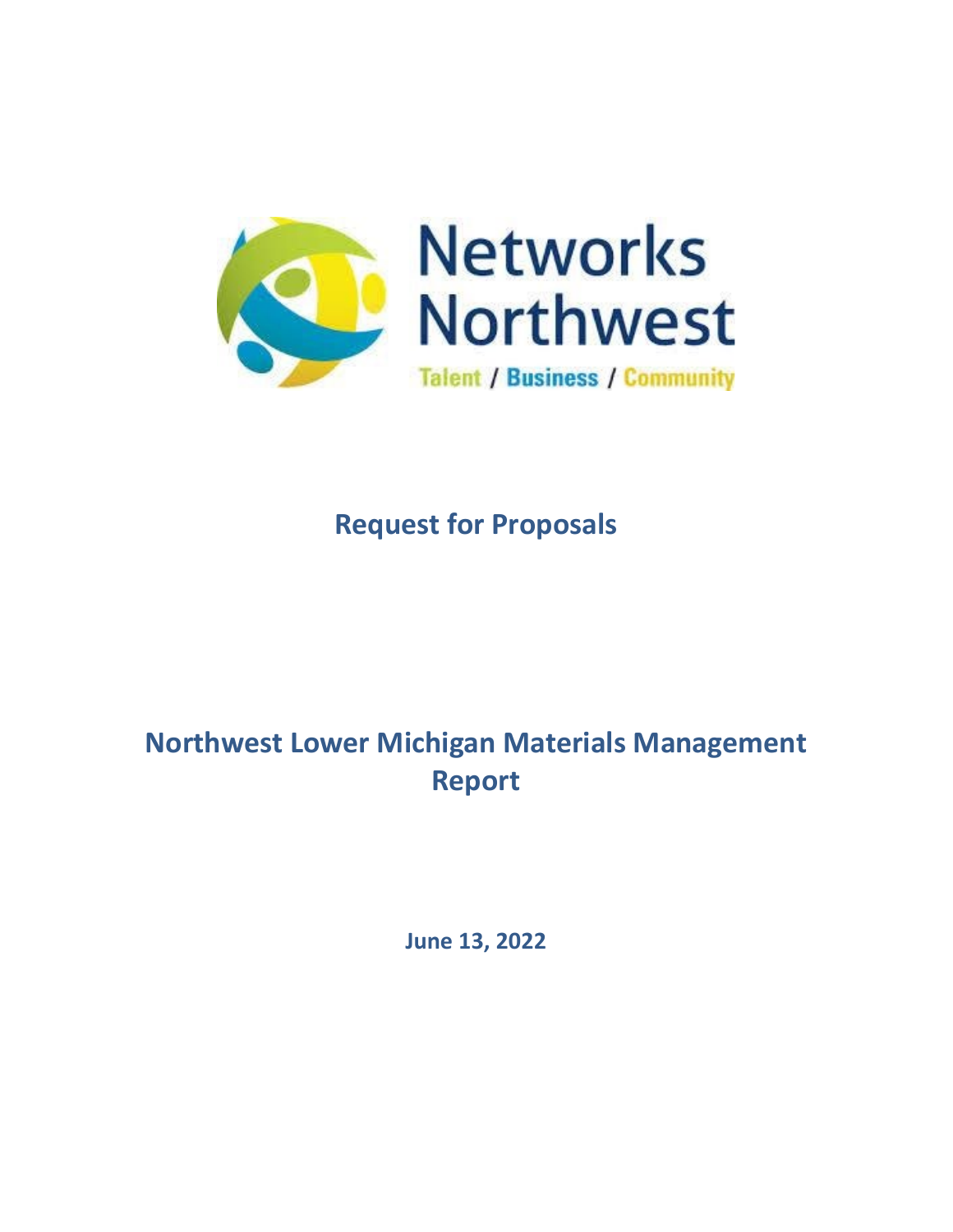Networks Northwest

Talent / Business / Community

# Request for Proposals

# Northwest Lower Michigan Materials Management Report

**June 13, 2022**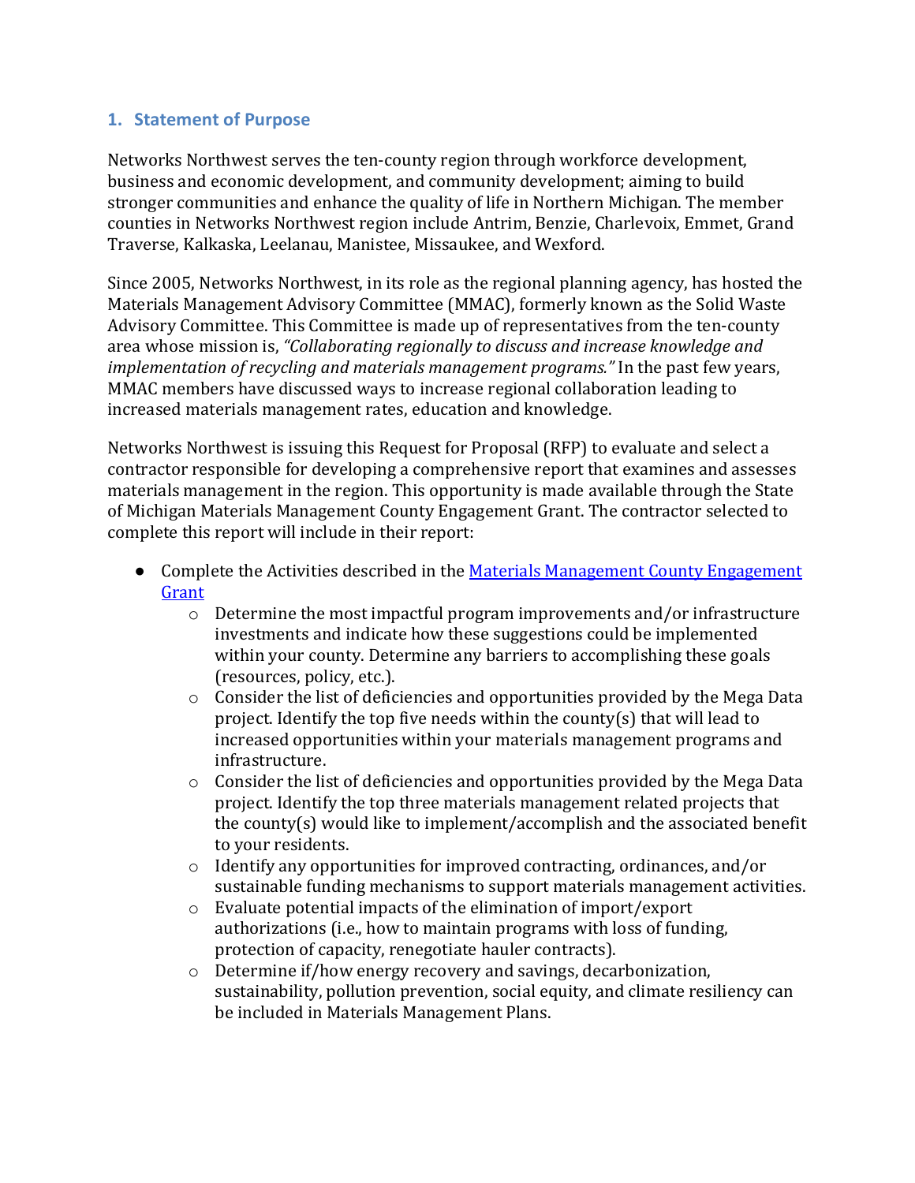## 1. Statement of Purpose

Networks Northwest serves the ten-county region through workforce development, business and economic development, and community development; aiming to build stronger communities and enhance the quality of life in Northern Michigan. The member counties in Networks Northwest region include Antrim, Benzie, Charlevoix, Emmet, Grand Traverse, Kalkaska, Leelanau, Manistee, Missaukee, and Wexford.

Since 2005, Networks Northwest, in its role as the regional planning agency, has hosted the Materials Management Advisory Committee (MMAC), formerly known as the Solid Waste Advisory Committee. This Committee is made up of representatives from the ten-county area whose mission is, *"Collaborating regionally to discuss and increase knowledge and implementation of recycling and materials management programs."* In the past few years, MMAC members have discussed ways to increase regional collaboration leading to increased materials management rates, education and knowledge.

Networks Northwest is issuing this Request for Proposal (RFP) to evaluate and select a contractor responsible for developing a comprehensive report that examines and assesses materials management in the region. This opportunity is made available through the State of Michigan Materials Management County Engagement Grant. The contractor selected to complete this report will include in their report:

- Complete the Activities described in the Materials Management County Engagement Grant
  - Determine the most impactful program improvements and/or infrastructure investments and indicate how these suggestions could be implemented within your county. Determine any barriers to accomplishing these goals (resources, policy, etc.).
  - Consider the list of deficiencies and opportunities provided by the Mega Data project. Identify the top five needs within the county(s) that will lead to increased opportunities within your materials management programs and infrastructure.
  - Consider the list of deficiencies and opportunities provided by the Mega Data project. Identify the top three materials management related projects that the county(s) would like to implement/accomplish and the associated benefit to your residents.
  - Identify any opportunities for improved contracting, ordinances, and/or sustainable funding mechanisms to support materials management activities.
  - Evaluate potential impacts of the elimination of import/export authorizations (i.e., how to maintain programs with loss of funding, protection of capacity, renegotiate hauler contracts).
  - Determine if/how energy recovery and savings, decarbonization, sustainability, pollution prevention, social equity, and climate resiliency can be included in Materials Management Plans.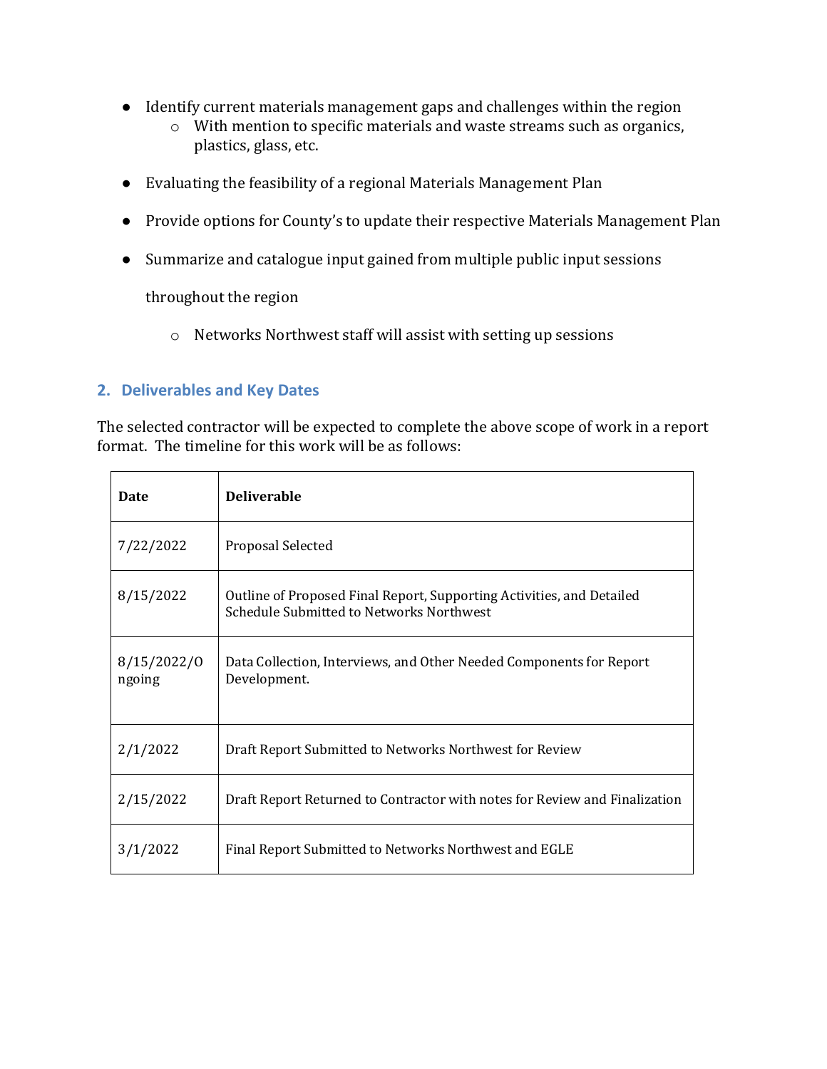- Identify current materials management gaps and challenges within the region
  - With mention to specific materials and waste streams such as organics, plastics, glass, etc.
- Evaluating the feasibility of a regional Materials Management Plan
- Provide options for County's to update their respective Materials Management Plan
- Summarize and catalogue input gained from multiple public input sessions throughout the region
  - Networks Northwest staff will assist with setting up sessions

## 2. Deliverables and Key Dates

The selected contractor will be expected to complete the above scope of work in a report format. The timeline for this work will be as follows:

| Date | Deliverable |
|---|---|
| 7/22/2022 | Proposal Selected |
| 8/15/2022 | Outline of Proposed Final Report, Supporting Activities, and Detailed Schedule Submitted to Networks Northwest |
| 8/15/2022/Ongoing | Data Collection, Interviews, and Other Needed Components for Report Development. |
| 2/1/2022 | Draft Report Submitted to Networks Northwest for Review |
| 2/15/2022 | Draft Report Returned to Contractor with notes for Review and Finalization |
| 3/1/2022 | Final Report Submitted to Networks Northwest and EGLE |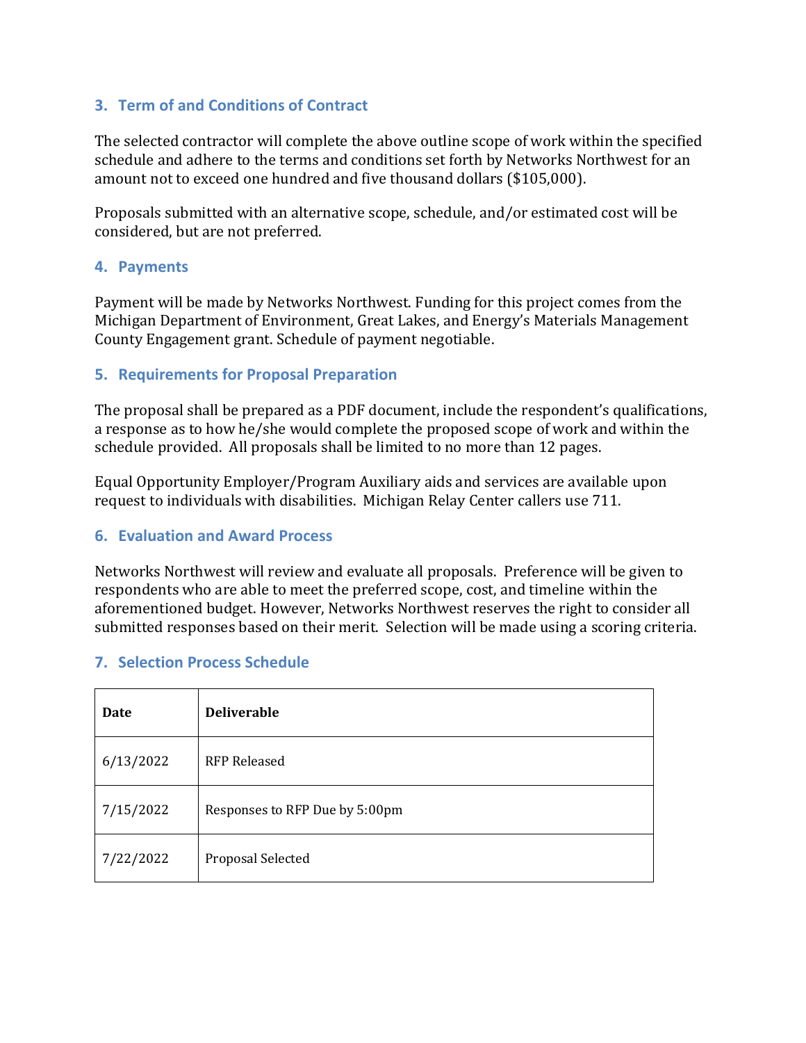## 3. Term of and Conditions of Contract

The selected contractor will complete the above outline scope of work within the specified schedule and adhere to the terms and conditions set forth by Networks Northwest for an amount not to exceed one hundred and five thousand dollars ($105,000).

Proposals submitted with an alternative scope, schedule, and/or estimated cost will be considered, but are not preferred.

## 4. Payments

Payment will be made by Networks Northwest. Funding for this project comes from the Michigan Department of Environment, Great Lakes, and Energy's Materials Management County Engagement grant. Schedule of payment negotiable.

## 5. Requirements for Proposal Preparation

The proposal shall be prepared as a PDF document, include the respondent's qualifications, a response as to how he/she would complete the proposed scope of work and within the schedule provided. All proposals shall be limited to no more than 12 pages.

Equal Opportunity Employer/Program Auxiliary aids and services are available upon request to individuals with disabilities. Michigan Relay Center callers use 711.

## 6. Evaluation and Award Process

Networks Northwest will review and evaluate all proposals. Preference will be given to respondents who are able to meet the preferred scope, cost, and timeline within the aforementioned budget. However, Networks Northwest reserves the right to consider all submitted responses based on their merit. Selection will be made using a scoring criteria.

## 7. Selection Process Schedule

| Date | Deliverable |
|---|---|
| 6/13/2022 | RFP Released |
| 7/15/2022 | Responses to RFP Due by 5:00pm |
| 7/22/2022 | Proposal Selected |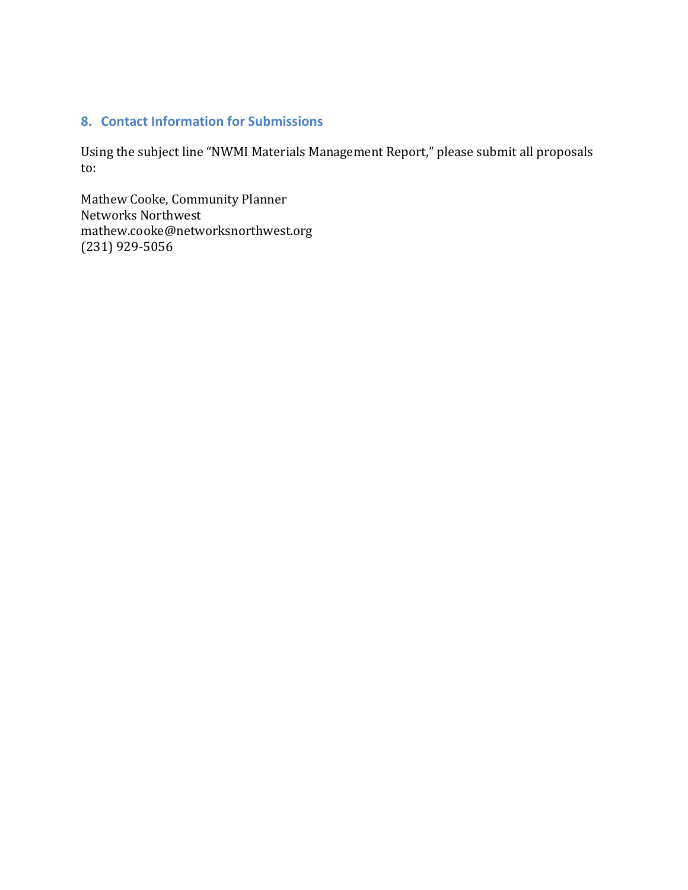## 8. Contact Information for Submissions

Using the subject line "NWMI Materials Management Report," please submit all proposals to:

Mathew Cooke, Community Planner  
Networks Northwest  
mathew.cooke@networksnorthwest.org  
(231) 929-5056